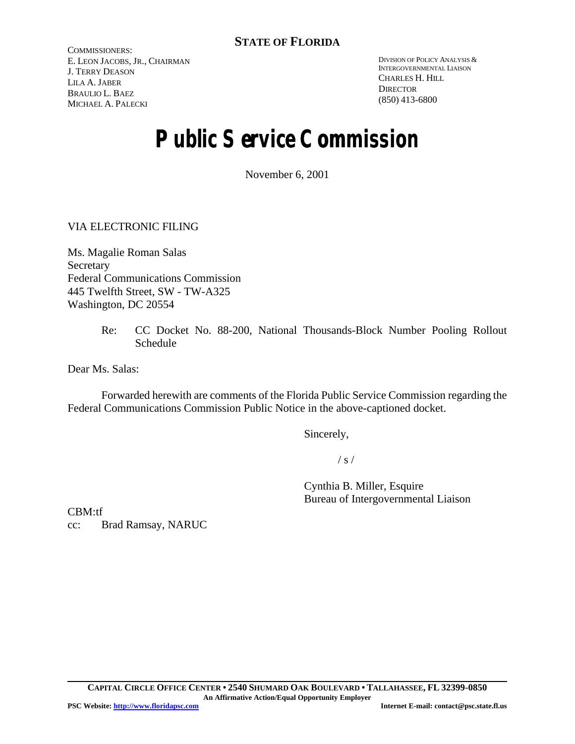## STATE OF FLORIDA

COMMISSIONERS:
E. LEON JACOBS, JR., CHAIRMAN
J. TERRY DEASON
LILA A. JABER
BRAULIO L. BAEZ
MICHAEL A. PALECKI

DIVISION OF POLICY ANALYSIS &
INTERGOVERNMENTAL LIAISON
CHARLES H. HILL
DIRECTOR
(850) 413-6800

# Public Service Commission

November 6, 2001

VIA ELECTRONIC FILING

Ms. Magalie Roman Salas
Secretary
Federal Communications Commission
445 Twelfth Street, SW - TW-A325
Washington, DC 20554

Re: CC Docket No. 88-200, National Thousands-Block Number Pooling Rollout Schedule

Dear Ms. Salas:

Forwarded herewith are comments of the Florida Public Service Commission regarding the Federal Communications Commission Public Notice in the above-captioned docket.

Sincerely,

/ s /

Cynthia B. Miller, Esquire
Bureau of Intergovernmental Liaison

CBM:tf
cc: Brad Ramsay, NARUC

CAPITAL CIRCLE OFFICE CENTER • 2540 SHUMARD OAK BOULEVARD • TALLAHASSEE, FL 32399-0850
An Affirmative Action/Equal Opportunity Employer
PSC Website: http://www.floridapsc.com Internet E-mail: contact@psc.state.fl.us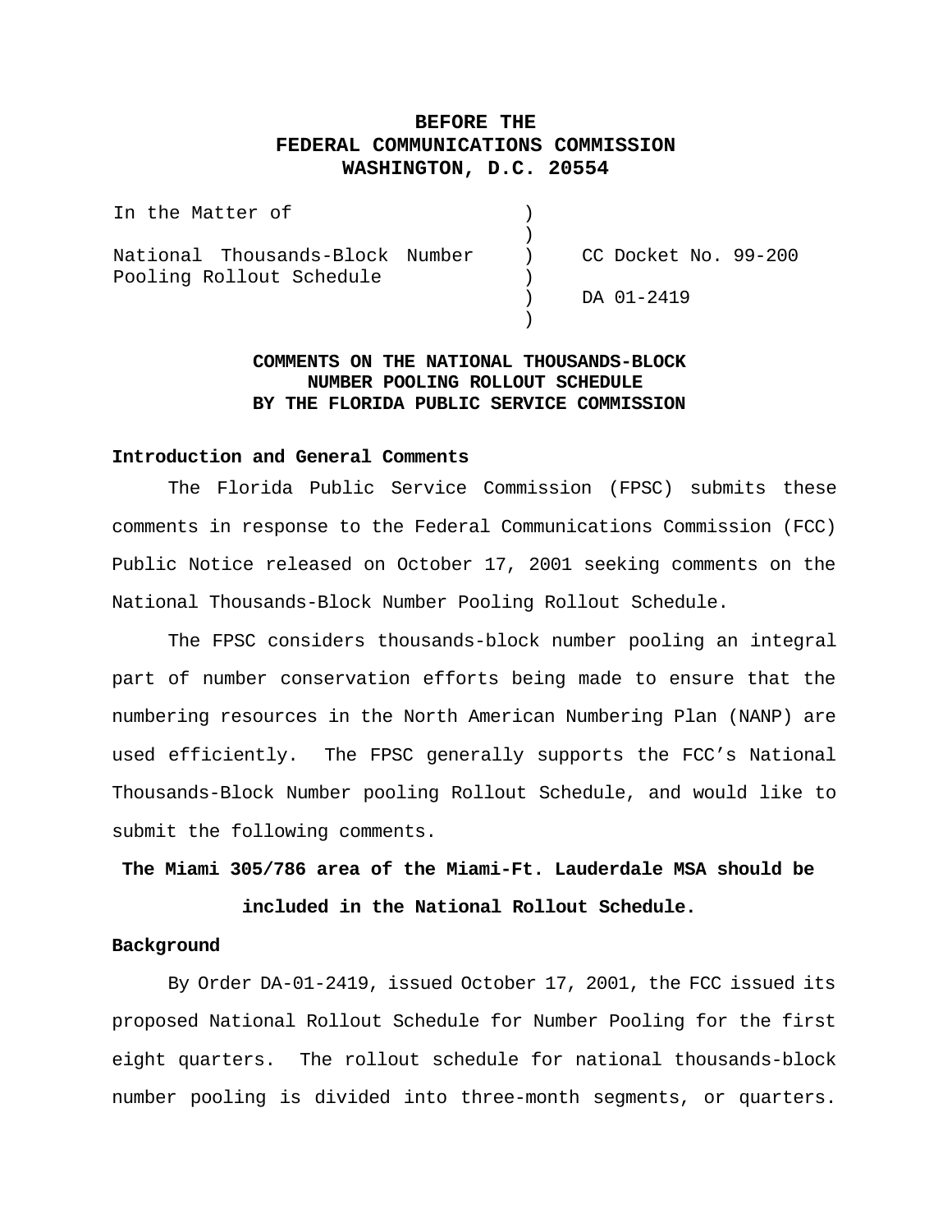**BEFORE THE**
**FEDERAL COMMUNICATIONS COMMISSION**
**WASHINGTON, D.C. 20554**

| | | |
|---|---|---|
| In the Matter of | ) | |
| | ) | |
| National Thousands-Block Number Pooling Rollout Schedule | ) | CC Docket No. 99-200 |
| | ) | |
| | ) | DA 01-2419 |
| | ) | |

**COMMENTS ON THE NATIONAL THOUSANDS-BLOCK NUMBER POOLING ROLLOUT SCHEDULE BY THE FLORIDA PUBLIC SERVICE COMMISSION**

**Introduction and General Comments**

The Florida Public Service Commission (FPSC) submits these comments in response to the Federal Communications Commission (FCC) Public Notice released on October 17, 2001 seeking comments on the National Thousands-Block Number Pooling Rollout Schedule.

The FPSC considers thousands-block number pooling an integral part of number conservation efforts being made to ensure that the numbering resources in the North American Numbering Plan (NANP) are used efficiently. The FPSC generally supports the FCC's National Thousands-Block Number pooling Rollout Schedule, and would like to submit the following comments.

**The Miami 305/786 area of the Miami-Ft. Lauderdale MSA should be included in the National Rollout Schedule.**

**Background**

By Order DA-01-2419, issued October 17, 2001, the FCC issued its proposed National Rollout Schedule for Number Pooling for the first eight quarters. The rollout schedule for national thousands-block number pooling is divided into three-month segments, or quarters.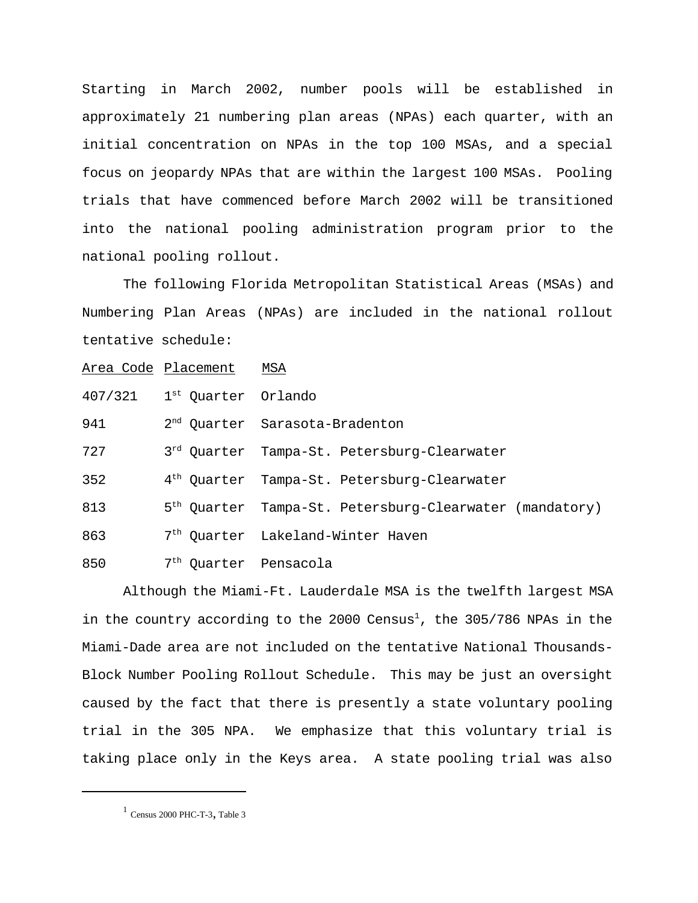Starting in March 2002, number pools will be established in approximately 21 numbering plan areas (NPAs) each quarter, with an initial concentration on NPAs in the top 100 MSAs, and a special focus on jeopardy NPAs that are within the largest 100 MSAs. Pooling trials that have commenced before March 2002 will be transitioned into the national pooling administration program prior to the national pooling rollout.

The following Florida Metropolitan Statistical Areas (MSAs) and Numbering Plan Areas (NPAs) are included in the national rollout tentative schedule:

| Area Code | Placement | MSA |
| --- | --- | --- |
| 407/321 | 1st Quarter | Orlando |
| 941 | 2nd Quarter | Sarasota-Bradenton |
| 727 | 3rd Quarter | Tampa-St. Petersburg-Clearwater |
| 352 | 4th Quarter | Tampa-St. Petersburg-Clearwater |
| 813 | 5th Quarter | Tampa-St. Petersburg-Clearwater (mandatory) |
| 863 | 7th Quarter | Lakeland-Winter Haven |
| 850 | 7th Quarter | Pensacola |

Although the Miami-Ft. Lauderdale MSA is the twelfth largest MSA in the country according to the 2000 Census[1], the 305/786 NPAs in the Miami-Dade area are not included on the tentative National Thousands-Block Number Pooling Rollout Schedule. This may be just an oversight caused by the fact that there is presently a state voluntary pooling trial in the 305 NPA. We emphasize that this voluntary trial is taking place only in the Keys area. A state pooling trial was also

---

[1] Census 2000 PHC-T-3, Table 3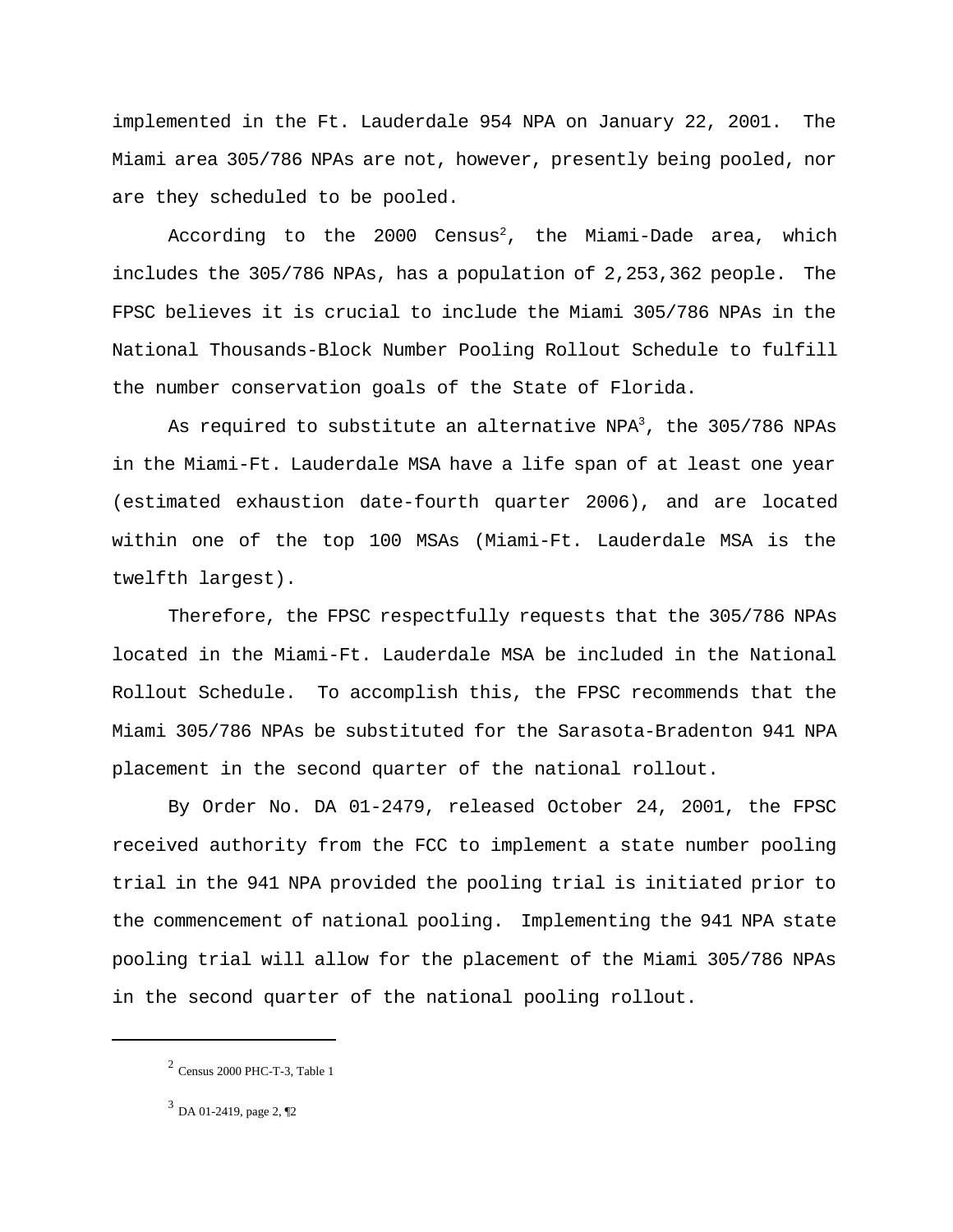implemented in the Ft. Lauderdale 954 NPA on January 22, 2001. The Miami area 305/786 NPAs are not, however, presently being pooled, nor are they scheduled to be pooled.

According to the 2000 Census[2], the Miami-Dade area, which includes the 305/786 NPAs, has a population of 2,253,362 people. The FPSC believes it is crucial to include the Miami 305/786 NPAs in the National Thousands-Block Number Pooling Rollout Schedule to fulfill the number conservation goals of the State of Florida.

As required to substitute an alternative NPA[3], the 305/786 NPAs in the Miami-Ft. Lauderdale MSA have a life span of at least one year (estimated exhaustion date-fourth quarter 2006), and are located within one of the top 100 MSAs (Miami-Ft. Lauderdale MSA is the twelfth largest).

Therefore, the FPSC respectfully requests that the 305/786 NPAs located in the Miami-Ft. Lauderdale MSA be included in the National Rollout Schedule. To accomplish this, the FPSC recommends that the Miami 305/786 NPAs be substituted for the Sarasota-Bradenton 941 NPA placement in the second quarter of the national rollout.

By Order No. DA 01-2479, released October 24, 2001, the FPSC received authority from the FCC to implement a state number pooling trial in the 941 NPA provided the pooling trial is initiated prior to the commencement of national pooling. Implementing the 941 NPA state pooling trial will allow for the placement of the Miami 305/786 NPAs in the second quarter of the national pooling rollout.

---

[2] Census 2000 PHC-T-3, Table 1

[3] DA 01-2419, page 2, ¶2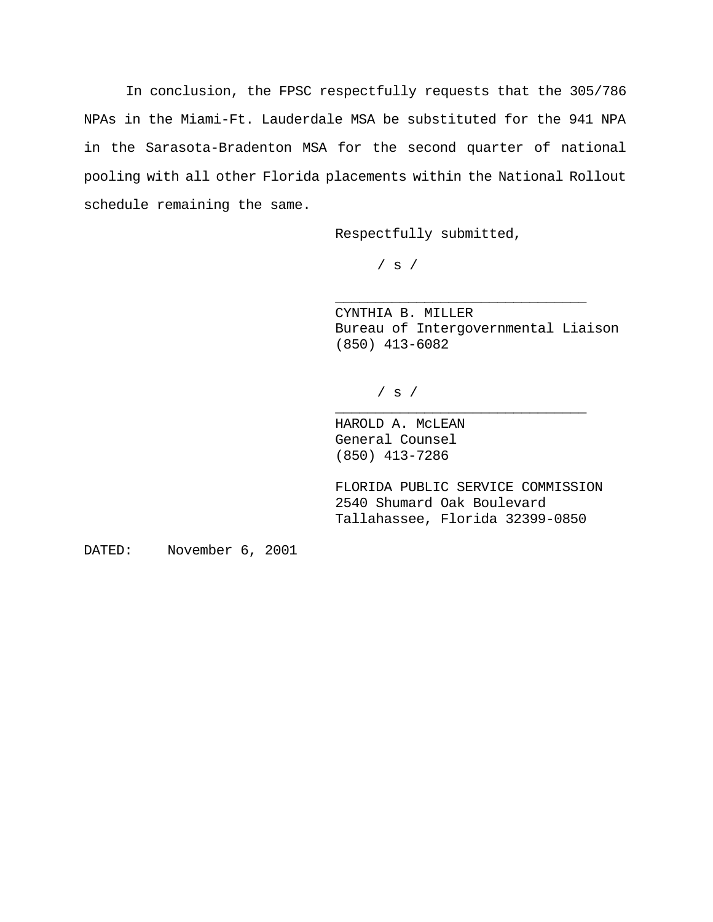In conclusion, the FPSC respectfully requests that the 305/786 NPAs in the Miami-Ft. Lauderdale MSA be substituted for the 941 NPA in the Sarasota-Bradenton MSA for the second quarter of national pooling with all other Florida placements within the National Rollout schedule remaining the same.

Respectfully submitted,

/ s /

______________________________

CYNTHIA B. MILLER
Bureau of Intergovernmental Liaison
(850) 413-6082

/ s /

______________________________

HAROLD A. McLEAN
General Counsel
(850) 413-7286

FLORIDA PUBLIC SERVICE COMMISSION
2540 Shumard Oak Boulevard
Tallahassee, Florida 32399-0850

DATED: November 6, 2001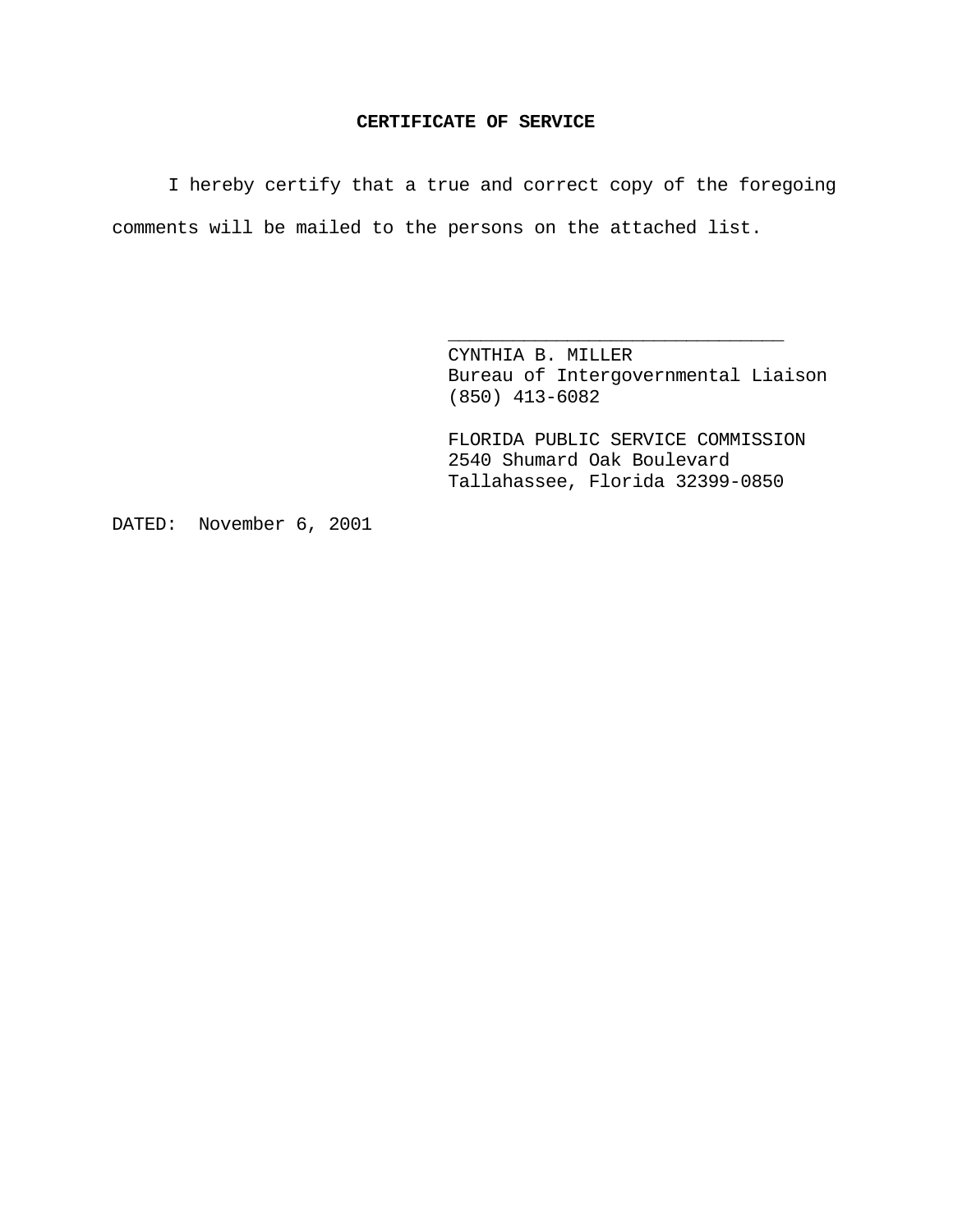**CERTIFICATE OF SERVICE**

I hereby certify that a true and correct copy of the foregoing comments will be mailed to the persons on the attached list.

______________________________
CYNTHIA B. MILLER
Bureau of Intergovernmental Liaison
(850) 413-6082

FLORIDA PUBLIC SERVICE COMMISSION
2540 Shumard Oak Boulevard
Tallahassee, Florida 32399-0850

DATED: November 6, 2001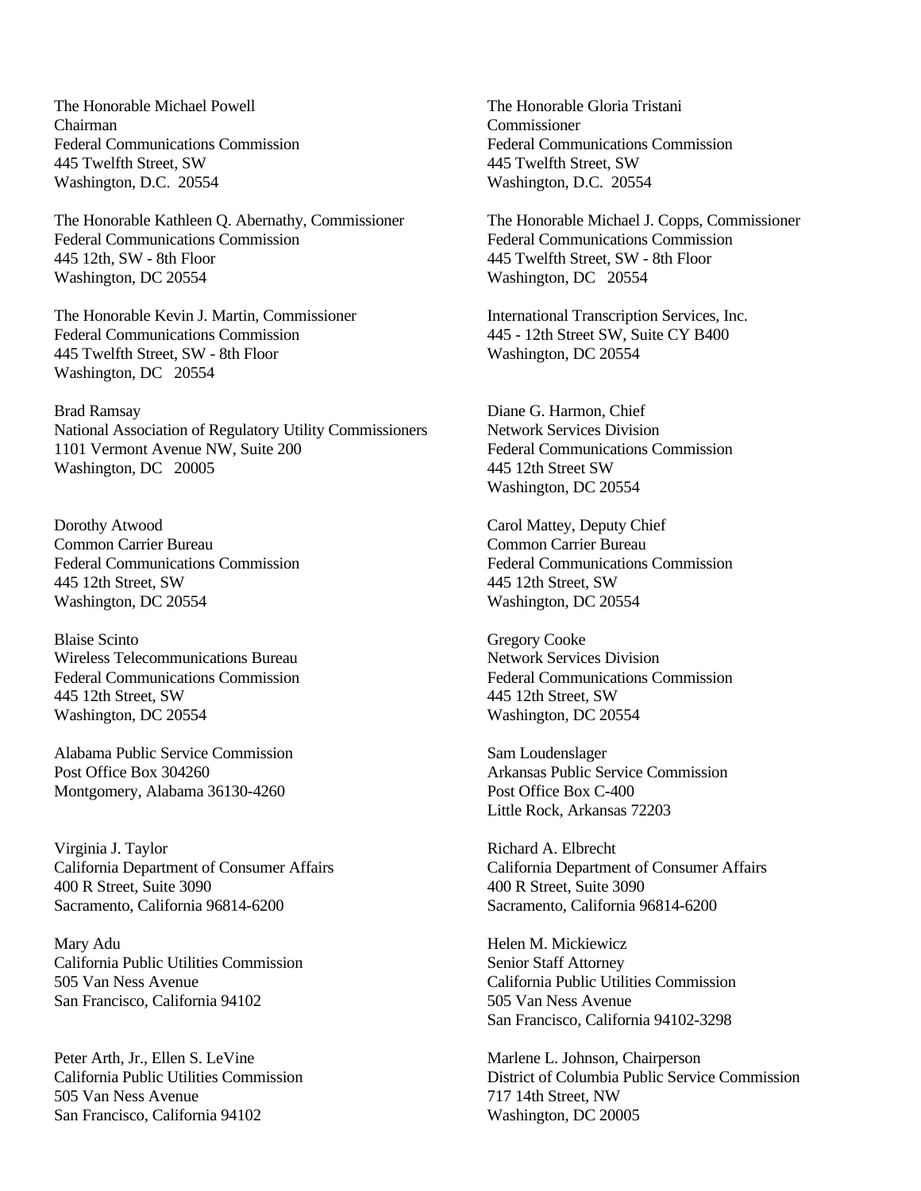The Honorable Michael Powell
Chairman
Federal Communications Commission
445 Twelfth Street, SW
Washington, D.C. 20554

The Honorable Gloria Tristani
Commissioner
Federal Communications Commission
445 Twelfth Street, SW
Washington, D.C. 20554

The Honorable Kathleen Q. Abernathy, Commissioner
Federal Communications Commission
445 12th, SW - 8th Floor
Washington, DC 20554

The Honorable Michael J. Copps, Commissioner
Federal Communications Commission
445 Twelfth Street, SW - 8th Floor
Washington, DC 20554

The Honorable Kevin J. Martin, Commissioner
Federal Communications Commission
445 Twelfth Street, SW - 8th Floor
Washington, DC 20554

International Transcription Services, Inc.
445 - 12th Street SW, Suite CY B400
Washington, DC 20554

Brad Ramsay
National Association of Regulatory Utility Commissioners
1101 Vermont Avenue NW, Suite 200
Washington, DC 20005

Diane G. Harmon, Chief
Network Services Division
Federal Communications Commission
445 12th Street SW
Washington, DC 20554

Dorothy Atwood
Common Carrier Bureau
Federal Communications Commission
445 12th Street, SW
Washington, DC 20554

Carol Mattey, Deputy Chief
Common Carrier Bureau
Federal Communications Commission
445 12th Street, SW
Washington, DC 20554

Blaise Scinto
Wireless Telecommunications Bureau
Federal Communications Commission
445 12th Street, SW
Washington, DC 20554

Gregory Cooke
Network Services Division
Federal Communications Commission
445 12th Street, SW
Washington, DC 20554

Alabama Public Service Commission
Post Office Box 304260
Montgomery, Alabama 36130-4260

Sam Loudenslager
Arkansas Public Service Commission
Post Office Box C-400
Little Rock, Arkansas 72203

Virginia J. Taylor
California Department of Consumer Affairs
400 R Street, Suite 3090
Sacramento, California 96814-6200

Richard A. Elbrecht
California Department of Consumer Affairs
400 R Street, Suite 3090
Sacramento, California 96814-6200

Mary Adu
California Public Utilities Commission
505 Van Ness Avenue
San Francisco, California 94102

Helen M. Mickiewicz
Senior Staff Attorney
California Public Utilities Commission
505 Van Ness Avenue
San Francisco, California 94102-3298

Peter Arth, Jr., Ellen S. LeVine
California Public Utilities Commission
505 Van Ness Avenue
San Francisco, California 94102

Marlene L. Johnson, Chairperson
District of Columbia Public Service Commission
717 14th Street, NW
Washington, DC 20005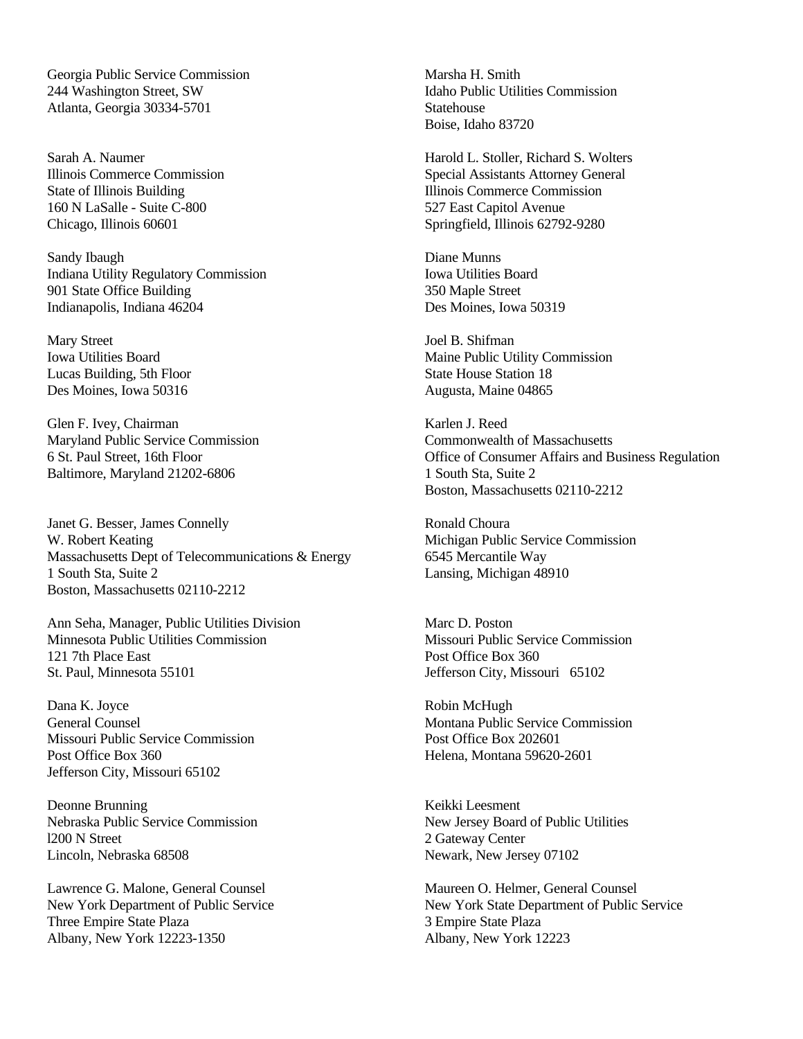Georgia Public Service Commission
244 Washington Street, SW
Atlanta, Georgia 30334-5701

Marsha H. Smith
Idaho Public Utilities Commission
Statehouse
Boise, Idaho 83720

Sarah A. Naumer
Illinois Commerce Commission
State of Illinois Building
160 N LaSalle - Suite C-800
Chicago, Illinois 60601

Harold L. Stoller, Richard S. Wolters
Special Assistants Attorney General
Illinois Commerce Commission
527 East Capitol Avenue
Springfield, Illinois 62792-9280

Sandy Ibaugh
Indiana Utility Regulatory Commission
901 State Office Building
Indianapolis, Indiana 46204

Diane Munns
Iowa Utilities Board
350 Maple Street
Des Moines, Iowa 50319

Mary Street
Iowa Utilities Board
Lucas Building, 5th Floor
Des Moines, Iowa 50316

Joel B. Shifman
Maine Public Utility Commission
State House Station 18
Augusta, Maine 04865

Glen F. Ivey, Chairman
Maryland Public Service Commission
6 St. Paul Street, 16th Floor
Baltimore, Maryland 21202-6806

Karlen J. Reed
Commonwealth of Massachusetts
Office of Consumer Affairs and Business Regulation
1 South Sta, Suite 2
Boston, Massachusetts 02110-2212

Janet G. Besser, James Connelly
W. Robert Keating
Massachusetts Dept of Telecommunications & Energy
1 South Sta, Suite 2
Boston, Massachusetts 02110-2212

Ronald Choura
Michigan Public Service Commission
6545 Mercantile Way
Lansing, Michigan 48910

Ann Seha, Manager, Public Utilities Division
Minnesota Public Utilities Commission
121 7th Place East
St. Paul, Minnesota 55101

Marc D. Poston
Missouri Public Service Commission
Post Office Box 360
Jefferson City, Missouri 65102

Dana K. Joyce
General Counsel
Missouri Public Service Commission
Post Office Box 360
Jefferson City, Missouri 65102

Robin McHugh
Montana Public Service Commission
Post Office Box 202601
Helena, Montana 59620-2601

Deonne Brunning
Nebraska Public Service Commission
l200 N Street
Lincoln, Nebraska 68508

Keikki Leesment
New Jersey Board of Public Utilities
2 Gateway Center
Newark, New Jersey 07102

Lawrence G. Malone, General Counsel
New York Department of Public Service
Three Empire State Plaza
Albany, New York 12223-1350

Maureen O. Helmer, General Counsel
New York State Department of Public Service
3 Empire State Plaza
Albany, New York 12223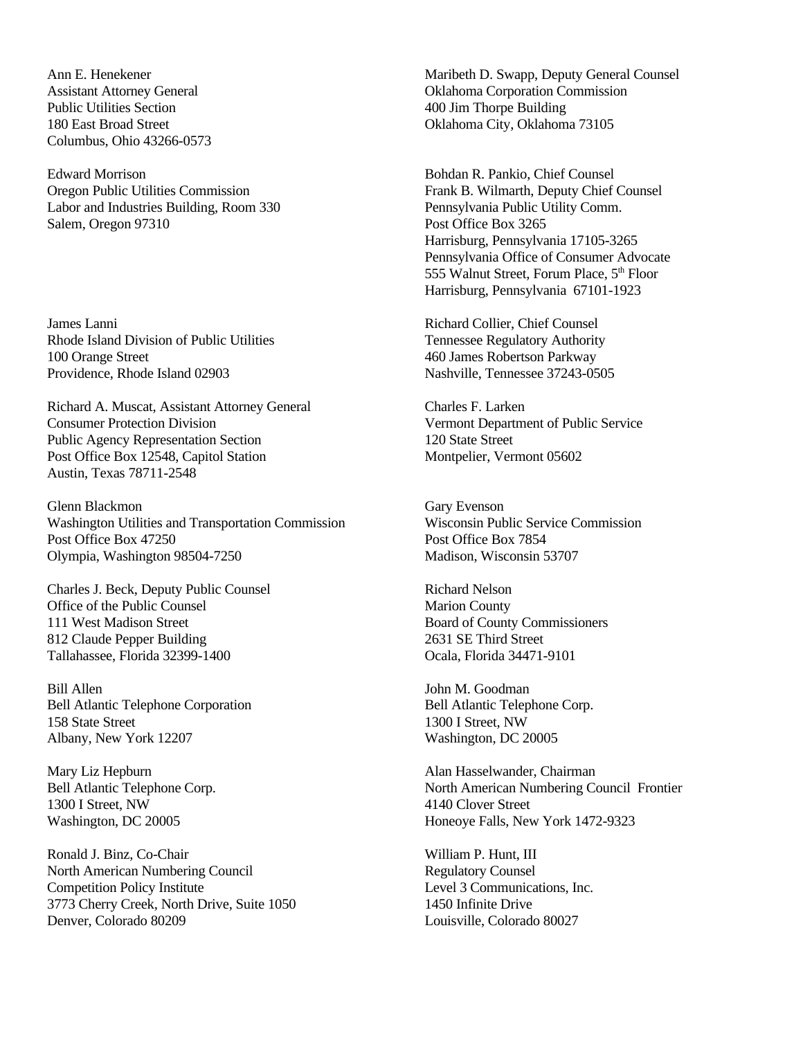Ann E. Henekener
Assistant Attorney General
Public Utilities Section
180 East Broad Street
Columbus, Ohio 43266-0573

Maribeth D. Swapp, Deputy General Counsel
Oklahoma Corporation Commission
400 Jim Thorpe Building
Oklahoma City, Oklahoma 73105

Edward Morrison
Oregon Public Utilities Commission
Labor and Industries Building, Room 330
Salem, Oregon 97310

Bohdan R. Pankio, Chief Counsel
Frank B. Wilmarth, Deputy Chief Counsel
Pennsylvania Public Utility Comm.
Post Office Box 3265
Harrisburg, Pennsylvania 17105-3265
Pennsylvania Office of Consumer Advocate
555 Walnut Street, Forum Place, 5th Floor
Harrisburg, Pennsylvania 67101-1923

James Lanni
Rhode Island Division of Public Utilities
100 Orange Street
Providence, Rhode Island 02903

Richard Collier, Chief Counsel
Tennessee Regulatory Authority
460 James Robertson Parkway
Nashville, Tennessee 37243-0505

Richard A. Muscat, Assistant Attorney General
Consumer Protection Division
Public Agency Representation Section
Post Office Box 12548, Capitol Station
Austin, Texas 78711-2548

Charles F. Larken
Vermont Department of Public Service
120 State Street
Montpelier, Vermont 05602

Glenn Blackmon
Washington Utilities and Transportation Commission
Post Office Box 47250
Olympia, Washington 98504-7250

Gary Evenson
Wisconsin Public Service Commission
Post Office Box 7854
Madison, Wisconsin 53707

Charles J. Beck, Deputy Public Counsel
Office of the Public Counsel
111 West Madison Street
812 Claude Pepper Building
Tallahassee, Florida 32399-1400

Richard Nelson
Marion County
Board of County Commissioners
2631 SE Third Street
Ocala, Florida 34471-9101

Bill Allen
Bell Atlantic Telephone Corporation
158 State Street
Albany, New York 12207

John M. Goodman
Bell Atlantic Telephone Corp.
1300 I Street, NW
Washington, DC 20005

Mary Liz Hepburn
Bell Atlantic Telephone Corp.
1300 I Street, NW
Washington, DC 20005

Alan Hasselwander, Chairman
North American Numbering Council Frontier
4140 Clover Street
Honeoye Falls, New York 1472-9323

Ronald J. Binz, Co-Chair
North American Numbering Council
Competition Policy Institute
3773 Cherry Creek, North Drive, Suite 1050
Denver, Colorado 80209

William P. Hunt, III
Regulatory Counsel
Level 3 Communications, Inc.
1450 Infinite Drive
Louisville, Colorado 80027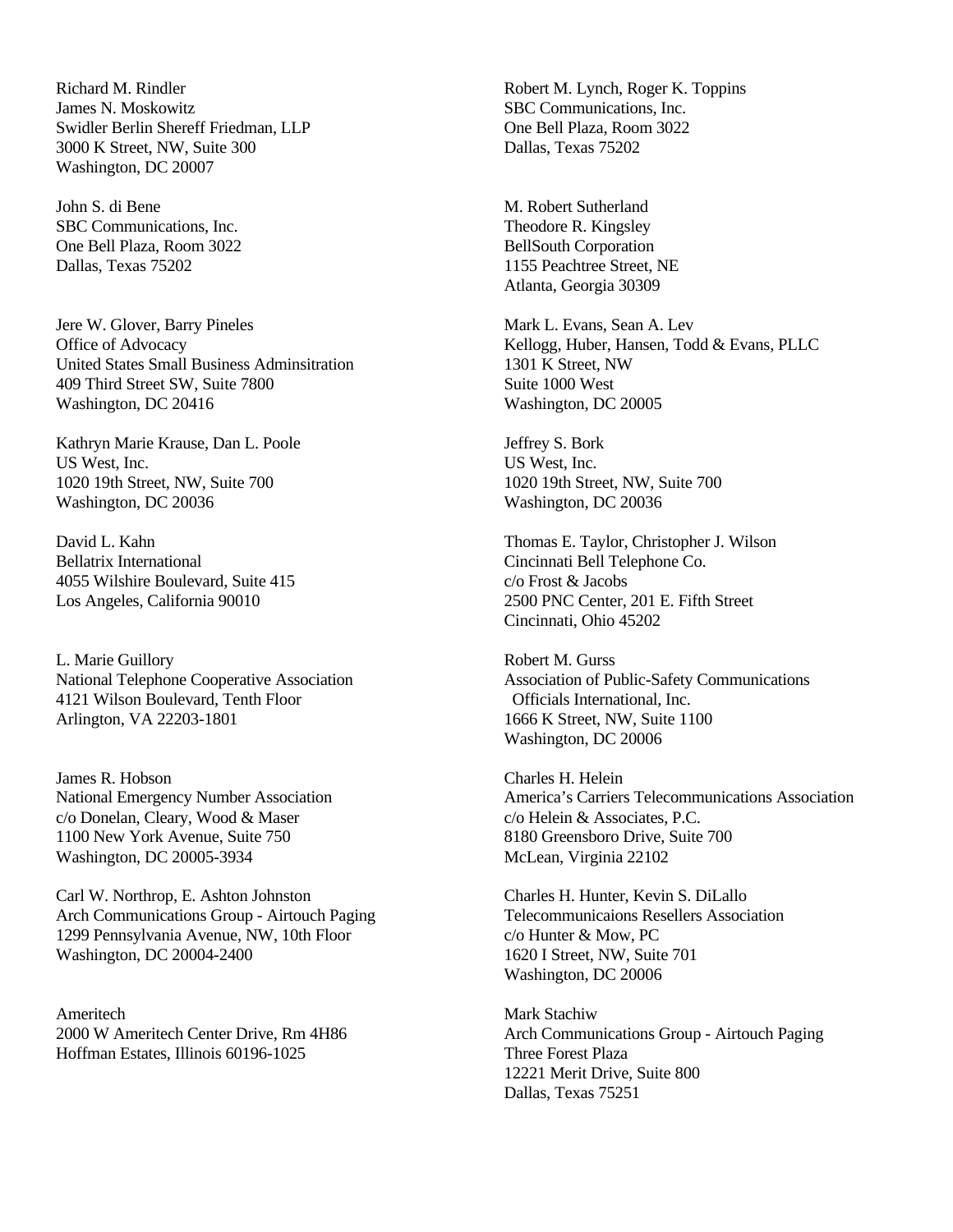Richard M. Rindler
James N. Moskowitz
Swidler Berlin Shereff Friedman, LLP
3000 K Street, NW, Suite 300
Washington, DC 20007

Robert M. Lynch, Roger K. Toppins
SBC Communications, Inc.
One Bell Plaza, Room 3022
Dallas, Texas 75202

John S. di Bene
SBC Communications, Inc.
One Bell Plaza, Room 3022
Dallas, Texas 75202

M. Robert Sutherland
Theodore R. Kingsley
BellSouth Corporation
1155 Peachtree Street, NE
Atlanta, Georgia 30309

Jere W. Glover, Barry Pineles
Office of Advocacy
United States Small Business Adminsitration
409 Third Street SW, Suite 7800
Washington, DC 20416

Mark L. Evans, Sean A. Lev
Kellogg, Huber, Hansen, Todd & Evans, PLLC
1301 K Street, NW
Suite 1000 West
Washington, DC 20005

Kathryn Marie Krause, Dan L. Poole
US West, Inc.
1020 19th Street, NW, Suite 700
Washington, DC 20036

Jeffrey S. Bork
US West, Inc.
1020 19th Street, NW, Suite 700
Washington, DC 20036

David L. Kahn
Bellatrix International
4055 Wilshire Boulevard, Suite 415
Los Angeles, California 90010

Thomas E. Taylor, Christopher J. Wilson
Cincinnati Bell Telephone Co.
c/o Frost & Jacobs
2500 PNC Center, 201 E. Fifth Street
Cincinnati, Ohio 45202

L. Marie Guillory
National Telephone Cooperative Association
4121 Wilson Boulevard, Tenth Floor
Arlington, VA 22203-1801

Robert M. Gurss
Association of Public-Safety Communications
Officials International, Inc.
1666 K Street, NW, Suite 1100
Washington, DC 20006

James R. Hobson
National Emergency Number Association
c/o Donelan, Cleary, Wood & Maser
1100 New York Avenue, Suite 750
Washington, DC 20005-3934

Charles H. Helein
America's Carriers Telecommunications Association
c/o Helein & Associates, P.C.
8180 Greensboro Drive, Suite 700
McLean, Virginia 22102

Carl W. Northrop, E. Ashton Johnston
Arch Communications Group - Airtouch Paging
1299 Pennsylvania Avenue, NW, 10th Floor
Washington, DC 20004-2400

Charles H. Hunter, Kevin S. DiLallo
Telecommunicaions Resellers Association
c/o Hunter & Mow, PC
1620 I Street, NW, Suite 701
Washington, DC 20006

Ameritech
2000 W Ameritech Center Drive, Rm 4H86
Hoffman Estates, Illinois 60196-1025

Mark Stachiw
Arch Communications Group - Airtouch Paging
Three Forest Plaza
12221 Merit Drive, Suite 800
Dallas, Texas 75251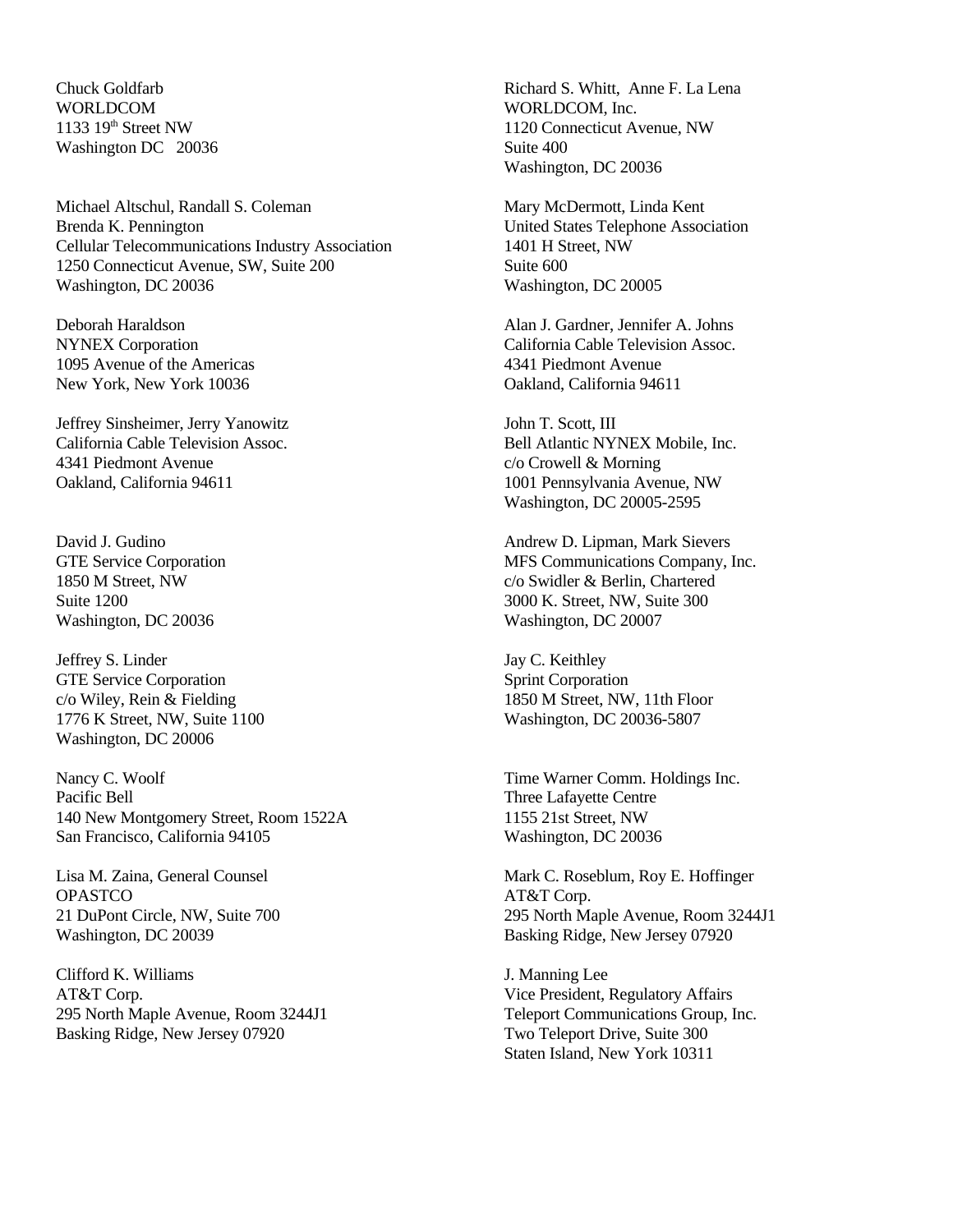Chuck Goldfarb
WORLDCOM
1133 19th Street NW
Washington DC 20036

Richard S. Whitt, Anne F. La Lena
WORLDCOM, Inc.
1120 Connecticut Avenue, NW
Suite 400
Washington, DC 20036

Michael Altschul, Randall S. Coleman
Brenda K. Pennington
Cellular Telecommunications Industry Association
1250 Connecticut Avenue, SW, Suite 200
Washington, DC 20036

Mary McDermott, Linda Kent
United States Telephone Association
1401 H Street, NW
Suite 600
Washington, DC 20005

Deborah Haraldson
NYNEX Corporation
1095 Avenue of the Americas
New York, New York 10036

Alan J. Gardner, Jennifer A. Johns
California Cable Television Assoc.
4341 Piedmont Avenue
Oakland, California 94611

Jeffrey Sinsheimer, Jerry Yanowitz
California Cable Television Assoc.
4341 Piedmont Avenue
Oakland, California 94611

John T. Scott, III
Bell Atlantic NYNEX Mobile, Inc.
c/o Crowell & Morning
1001 Pennsylvania Avenue, NW
Washington, DC 20005-2595

David J. Gudino
GTE Service Corporation
1850 M Street, NW
Suite 1200
Washington, DC 20036

Andrew D. Lipman, Mark Sievers
MFS Communications Company, Inc.
c/o Swidler & Berlin, Chartered
3000 K. Street, NW, Suite 300
Washington, DC 20007

Jeffrey S. Linder
GTE Service Corporation
c/o Wiley, Rein & Fielding
1776 K Street, NW, Suite 1100
Washington, DC 20006

Jay C. Keithley
Sprint Corporation
1850 M Street, NW, 11th Floor
Washington, DC 20036-5807

Nancy C. Woolf
Pacific Bell
140 New Montgomery Street, Room 1522A
San Francisco, California 94105

Time Warner Comm. Holdings Inc.
Three Lafayette Centre
1155 21st Street, NW
Washington, DC 20036

Lisa M. Zaina, General Counsel
OPASTCO
21 DuPont Circle, NW, Suite 700
Washington, DC 20039

Mark C. Roseblum, Roy E. Hoffinger
AT&T Corp.
295 North Maple Avenue, Room 3244J1
Basking Ridge, New Jersey 07920

Clifford K. Williams
AT&T Corp.
295 North Maple Avenue, Room 3244J1
Basking Ridge, New Jersey 07920

J. Manning Lee
Vice President, Regulatory Affairs
Teleport Communications Group, Inc.
Two Teleport Drive, Suite 300
Staten Island, New York 10311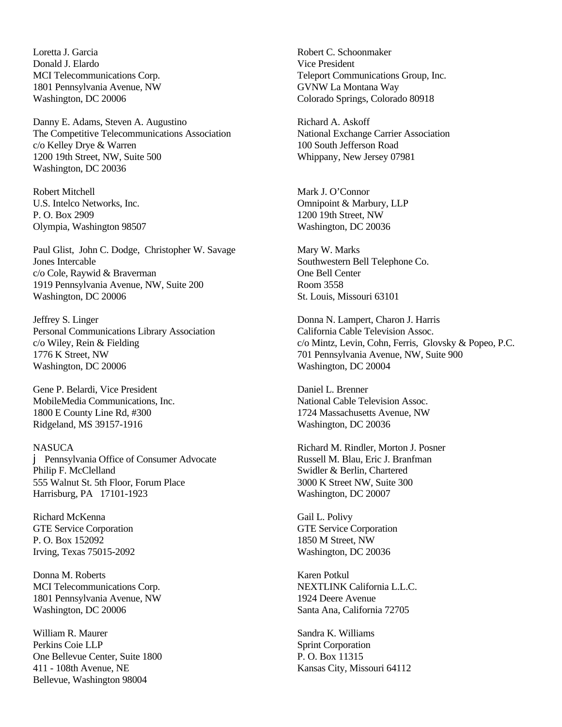Loretta J. Garcia
Donald J. Elardo
MCI Telecommunications Corp.
1801 Pennsylvania Avenue, NW
Washington, DC 20006

Danny E. Adams, Steven A. Augustino
The Competitive Telecommunications Association
c/o Kelley Drye & Warren
1200 19th Street, NW, Suite 500
Washington, DC 20036

Robert Mitchell
U.S. Intelco Networks, Inc.
P. O. Box 2909
Olympia, Washington 98507

Paul Glist, John C. Dodge, Christopher W. Savage
Jones Intercable
c/o Cole, Raywid & Braverman
1919 Pennsylvania Avenue, NW, Suite 200
Washington, DC 20006

Jeffrey S. Linger
Personal Communications Library Association
c/o Wiley, Rein & Fielding
1776 K Street, NW
Washington, DC 20006

Gene P. Belardi, Vice President
MobileMedia Communications, Inc.
1800 E County Line Rd, #300
Ridgeland, MS 39157-1916

NASUCA
j Pennsylvania Office of Consumer Advocate
Philip F. McClelland
555 Walnut St. 5th Floor, Forum Place
Harrisburg, PA 17101-1923

Richard McKenna
GTE Service Corporation
P. O. Box 152092
Irving, Texas 75015-2092

Donna M. Roberts
MCI Telecommunications Corp.
1801 Pennsylvania Avenue, NW
Washington, DC 20006

William R. Maurer
Perkins Coie LLP
One Bellevue Center, Suite 1800
411 - 108th Avenue, NE
Bellevue, Washington 98004

Robert C. Schoonmaker
Vice President
Teleport Communications Group, Inc.
GVNW La Montana Way
Colorado Springs, Colorado 80918

Richard A. Askoff
National Exchange Carrier Association
100 South Jefferson Road
Whippany, New Jersey 07981

Mark J. O'Connor
Omnipoint & Marbury, LLP
1200 19th Street, NW
Washington, DC 20036

Mary W. Marks
Southwestern Bell Telephone Co.
One Bell Center
Room 3558
St. Louis, Missouri 63101

Donna N. Lampert, Charon J. Harris
California Cable Television Assoc.
c/o Mintz, Levin, Cohn, Ferris, Glovsky & Popeo, P.C.
701 Pennsylvania Avenue, NW, Suite 900
Washington, DC 20004

Daniel L. Brenner
National Cable Television Assoc.
1724 Massachusetts Avenue, NW
Washington, DC 20036

Richard M. Rindler, Morton J. Posner
Russell M. Blau, Eric J. Branfman
Swidler & Berlin, Chartered
3000 K Street NW, Suite 300
Washington, DC 20007

Gail L. Polivy
GTE Service Corporation
1850 M Street, NW
Washington, DC 20036

Karen Potkul
NEXTLINK California L.L.C.
1924 Deere Avenue
Santa Ana, California 72705

Sandra K. Williams
Sprint Corporation
P. O. Box 11315
Kansas City, Missouri 64112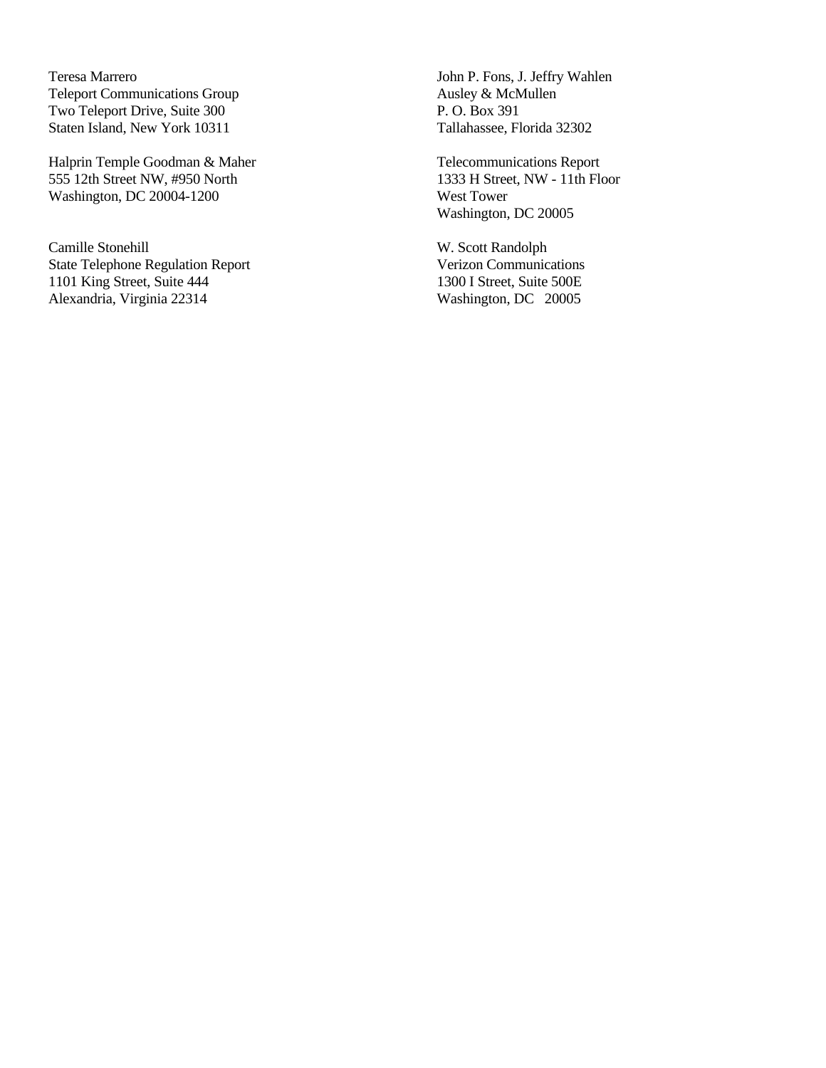Teresa Marrero
Teleport Communications Group
Two Teleport Drive, Suite 300
Staten Island, New York 10311

John P. Fons, J. Jeffry Wahlen
Ausley & McMullen
P. O. Box 391
Tallahassee, Florida 32302

Halprin Temple Goodman & Maher
555 12th Street NW, #950 North
Washington, DC 20004-1200

Telecommunications Report
1333 H Street, NW - 11th Floor
West Tower
Washington, DC 20005

Camille Stonehill
State Telephone Regulation Report
1101 King Street, Suite 444
Alexandria, Virginia 22314

W. Scott Randolph
Verizon Communications
1300 I Street, Suite 500E
Washington, DC 20005